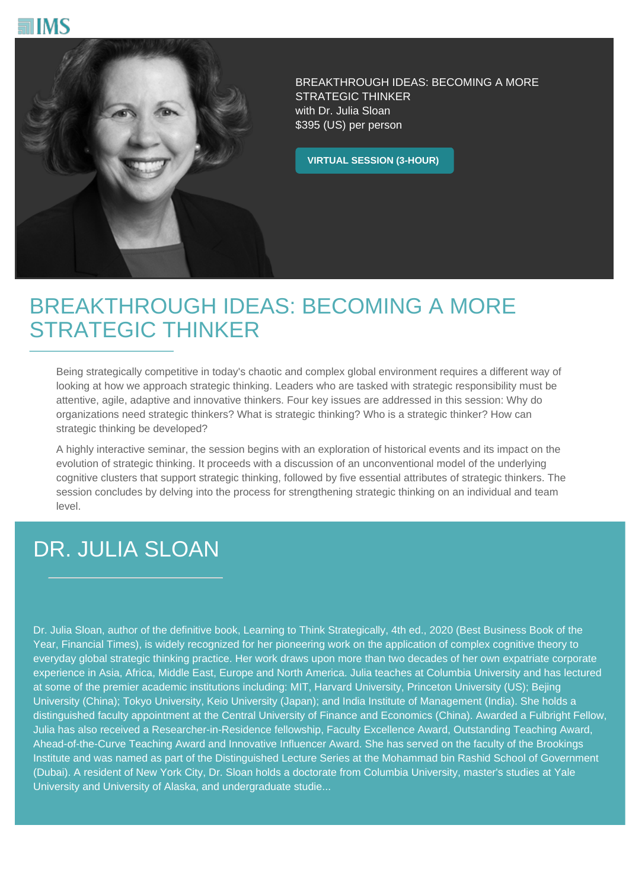IMS

BREAKTHROUGH IDEAS: BECOMING A MORE STRATEGIC THINKER
with Dr. Julia Sloan
$395 (US) per person

**VIRTUAL SESSION (3-HOUR)**

# BREAKTHROUGH IDEAS: BECOMING A MORE STRATEGIC THINKER

Being strategically competitive in today's chaotic and complex global environment requires a different way of looking at how we approach strategic thinking. Leaders who are tasked with strategic responsibility must be attentive, agile, adaptive and innovative thinkers. Four key issues are addressed in this session: Why do organizations need strategic thinkers? What is strategic thinking? Who is a strategic thinker? How can strategic thinking be developed?

A highly interactive seminar, the session begins with an exploration of historical events and its impact on the evolution of strategic thinking. It proceeds with a discussion of an unconventional model of the underlying cognitive clusters that support strategic thinking, followed by five essential attributes of strategic thinkers. The session concludes by delving into the process for strengthening strategic thinking on an individual and team level.

# DR. JULIA SLOAN

Dr. Julia Sloan, author of the definitive book, Learning to Think Strategically, 4th ed., 2020 (Best Business Book of the Year, Financial Times), is widely recognized for her pioneering work on the application of complex cognitive theory to everyday global strategic thinking practice. Her work draws upon more than two decades of her own expatriate corporate experience in Asia, Africa, Middle East, Europe and North America. Julia teaches at Columbia University and has lectured at some of the premier academic institutions including: MIT, Harvard University, Princeton University (US); Bejing University (China); Tokyo University, Keio University (Japan); and India Institute of Management (India). She holds a distinguished faculty appointment at the Central University of Finance and Economics (China). Awarded a Fulbright Fellow, Julia has also received a Researcher-in-Residence fellowship, Faculty Excellence Award, Outstanding Teaching Award, Ahead-of-the-Curve Teaching Award and Innovative Influencer Award. She has served on the faculty of the Brookings Institute and was named as part of the Distinguished Lecture Series at the Mohammad bin Rashid School of Government (Dubai). A resident of New York City, Dr. Sloan holds a doctorate from Columbia University, master's studies at Yale University and University of Alaska, and undergraduate studie...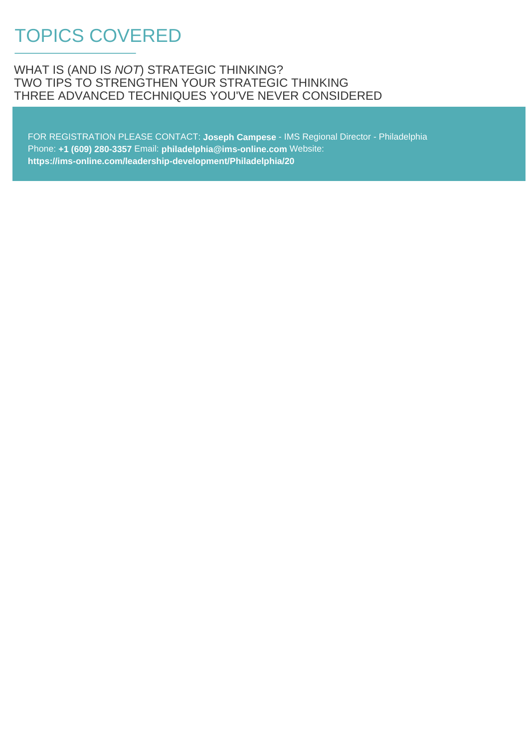# TOPICS COVERED

WHAT IS (AND IS *NOT*) STRATEGIC THINKING?
TWO TIPS TO STRENGTHEN YOUR STRATEGIC THINKING
THREE ADVANCED TECHNIQUES YOU'VE NEVER CONSIDERED

FOR REGISTRATION PLEASE CONTACT: **Joseph Campese** - IMS Regional Director - Philadelphia
Phone: **+1 (609) 280-3357** Email: **philadelphia@ims-online.com** Website:
**https://ims-online.com/leadership-development/Philadelphia/20**